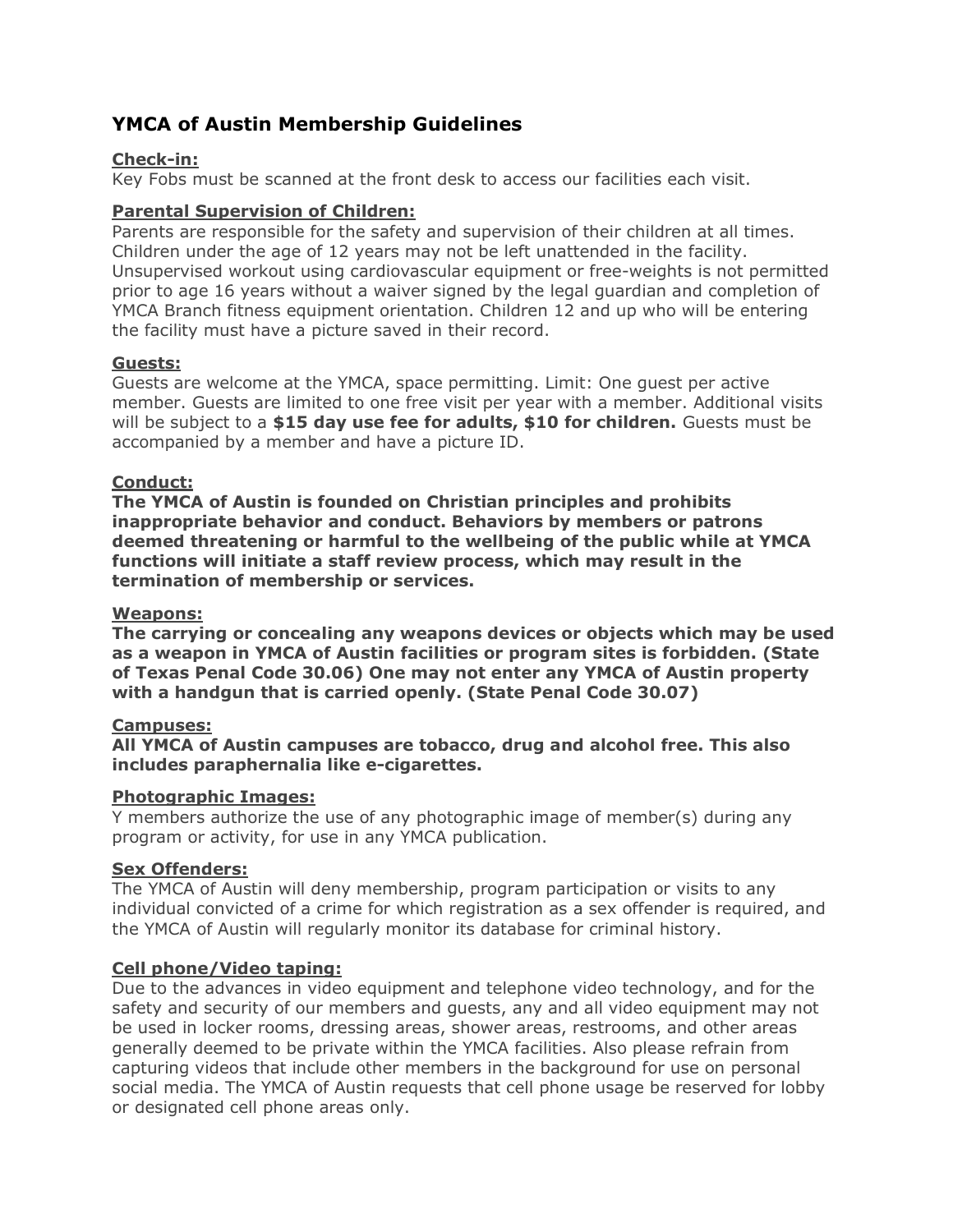# YMCA of Austin Membership Guidelines

**Check-in:**

Key Fobs must be scanned at the front desk to access our facilities each visit.

**Parental Supervision of Children:**

Parents are responsible for the safety and supervision of their children at all times. Children under the age of 12 years may not be left unattended in the facility. Unsupervised workout using cardiovascular equipment or free-weights is not permitted prior to age 16 years without a waiver signed by the legal guardian and completion of YMCA Branch fitness equipment orientation. Children 12 and up who will be entering the facility must have a picture saved in their record.

**Guests:**

Guests are welcome at the YMCA, space permitting. Limit: One guest per active member. Guests are limited to one free visit per year with a member. Additional visits will be subject to a **$15 day use fee for adults, $10 for children.** Guests must be accompanied by a member and have a picture ID.

**Conduct:**

**The YMCA of Austin is founded on Christian principles and prohibits inappropriate behavior and conduct. Behaviors by members or patrons deemed threatening or harmful to the wellbeing of the public while at YMCA functions will initiate a staff review process, which may result in the termination of membership or services.**

**Weapons:**

**The carrying or concealing any weapons devices or objects which may be used as a weapon in YMCA of Austin facilities or program sites is forbidden. (State of Texas Penal Code 30.06) One may not enter any YMCA of Austin property with a handgun that is carried openly. (State Penal Code 30.07)**

**Campuses:**

**All YMCA of Austin campuses are tobacco, drug and alcohol free. This also includes paraphernalia like e-cigarettes.**

**Photographic Images:**

Y members authorize the use of any photographic image of member(s) during any program or activity, for use in any YMCA publication.

**Sex Offenders:**

The YMCA of Austin will deny membership, program participation or visits to any individual convicted of a crime for which registration as a sex offender is required, and the YMCA of Austin will regularly monitor its database for criminal history.

**Cell phone/Video taping:**

Due to the advances in video equipment and telephone video technology, and for the safety and security of our members and guests, any and all video equipment may not be used in locker rooms, dressing areas, shower areas, restrooms, and other areas generally deemed to be private within the YMCA facilities. Also please refrain from capturing videos that include other members in the background for use on personal social media. The YMCA of Austin requests that cell phone usage be reserved for lobby or designated cell phone areas only.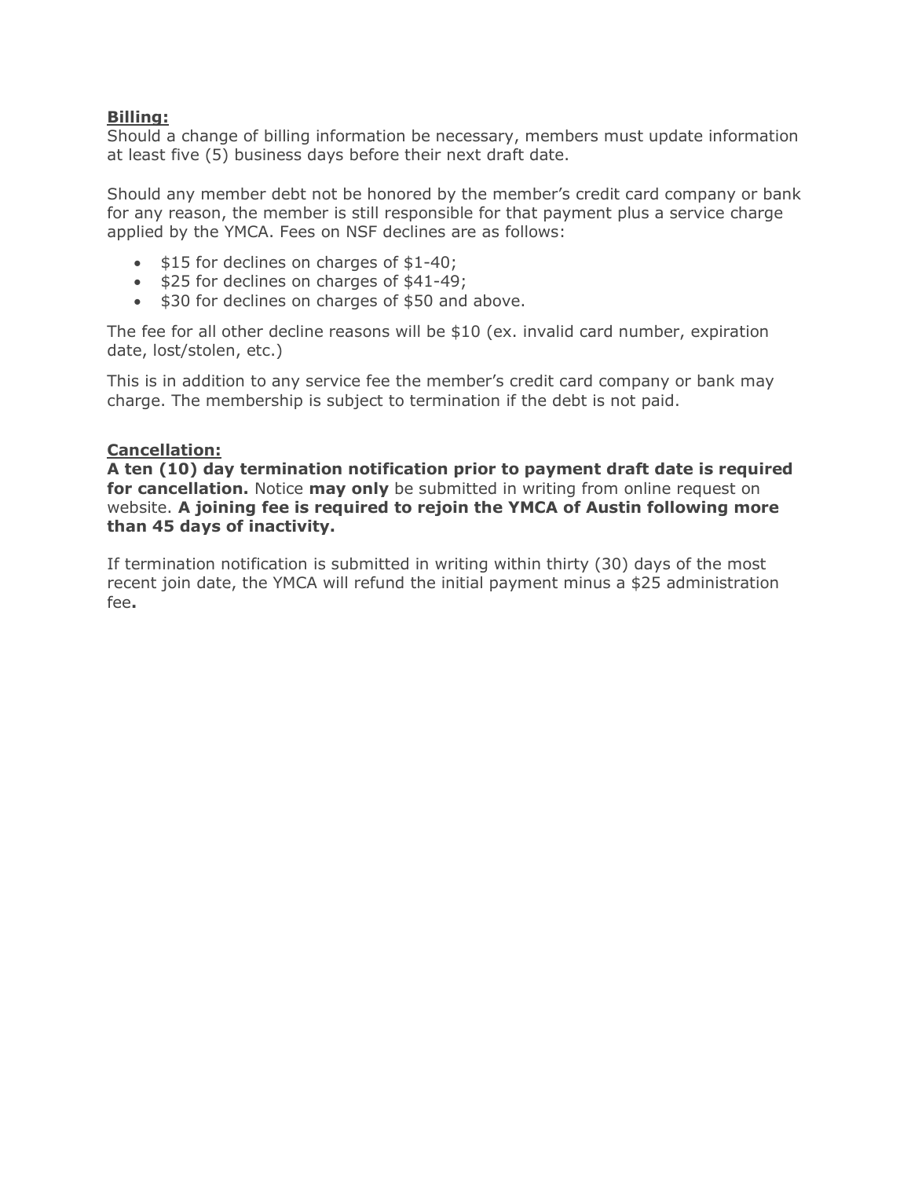**<u>Billing:</u>**
Should a change of billing information be necessary, members must update information at least five (5) business days before their next draft date.

Should any member debt not be honored by the member's credit card company or bank for any reason, the member is still responsible for that payment plus a service charge applied by the YMCA. Fees on NSF declines are as follows:

- $15 for declines on charges of $1-40;
- $25 for declines on charges of $41-49;
- $30 for declines on charges of $50 and above.

The fee for all other decline reasons will be $10 (ex. invalid card number, expiration date, lost/stolen, etc.)

This is in addition to any service fee the member's credit card company or bank may charge. The membership is subject to termination if the debt is not paid.

**<u>Cancellation:</u>**
**A ten (10) day termination notification prior to payment draft date is required for cancellation.** Notice **may only** be submitted in writing from online request on website. **A joining fee is required to rejoin the YMCA of Austin following more than 45 days of inactivity.**

If termination notification is submitted in writing within thirty (30) days of the most recent join date, the YMCA will refund the initial payment minus a $25 administration fee**.**